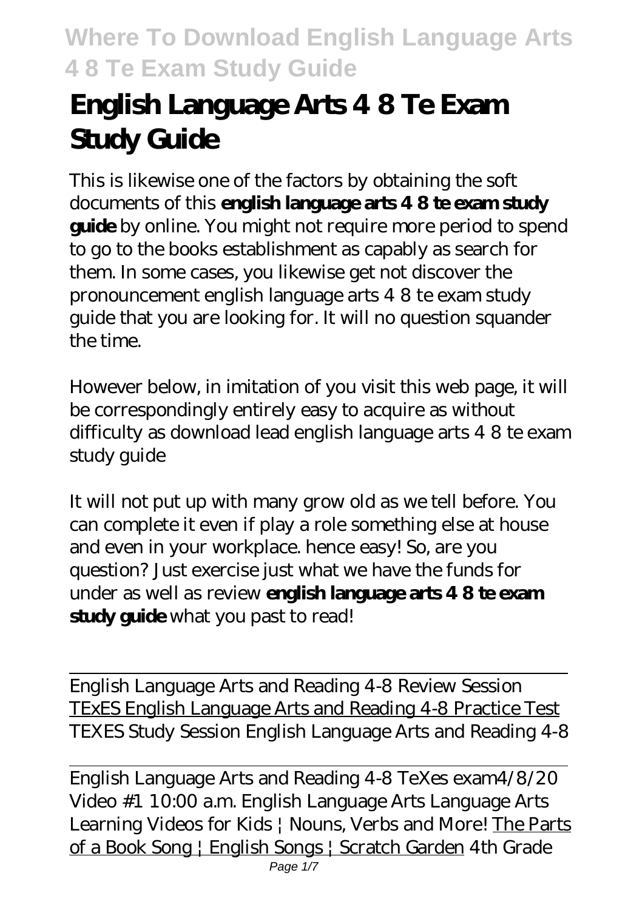# English Language Arts 4 8 Te Exam Study Guide

This is likewise one of the factors by obtaining the soft documents of this **english language arts 4 8 te exam study guide** by online. You might not require more period to spend to go to the books establishment as capably as search for them. In some cases, you likewise get not discover the pronouncement english language arts 4 8 te exam study guide that you are looking for. It will no question squander the time.

However below, in imitation of you visit this web page, it will be correspondingly entirely easy to acquire as without difficulty as download lead english language arts 4 8 te exam study guide

It will not put up with many grow old as we tell before. You can complete it even if play a role something else at house and even in your workplace. hence easy! So, are you question? Just exercise just what we have the funds for under as well as review **english language arts 4 8 te exam study guide** what you past to read!

English Language Arts and Reading 4-8 Review Session TExES English Language Arts and Reading 4-8 Practice Test *TEXES Study Session English Language Arts and Reading 4-8*

English Language Arts and Reading 4-8 TeXes exam*4/8/20 Video #1 10:00 a.m. English Language Arts Language Arts Learning Videos for Kids | Nouns, Verbs and More!* The Parts of a Book Song | English Songs | Scratch Garden *4th Grade*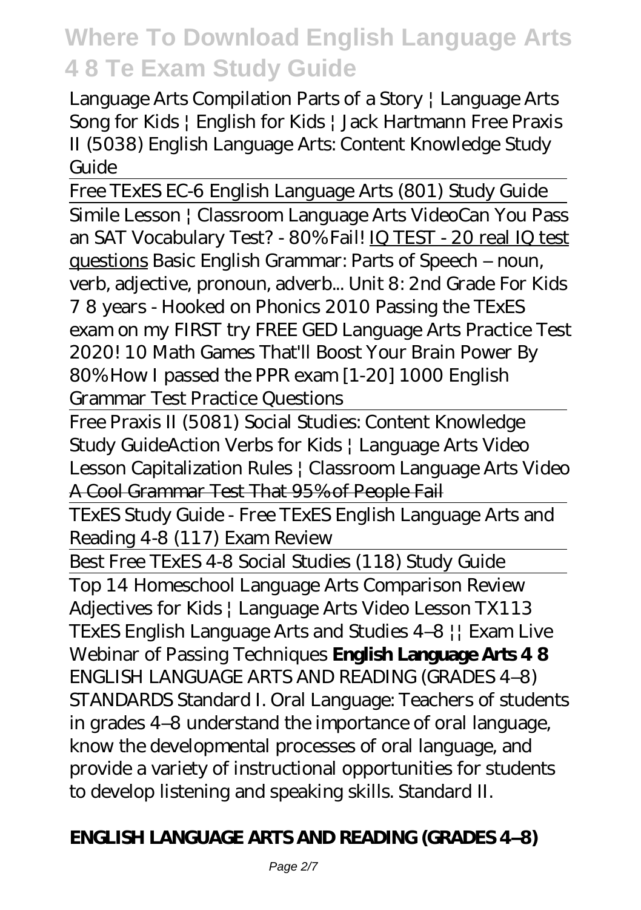*Language Arts Compilation Parts of a Story | Language Arts Song for Kids | English for Kids | Jack Hartmann Free Praxis II (5038) English Language Arts: Content Knowledge Study Guide*

Free TExES EC-6 English Language Arts (801) Study Guide

Simile Lesson | Classroom Language Arts Video*Can You Pass an SAT Vocabulary Test? - 80% Fail!* IQ TEST - 20 real IQ test questions *Basic English Grammar: Parts of Speech – noun, verb, adjective, pronoun, adverb... Unit 8: 2nd Grade For Kids 7 8 years - Hooked on Phonics 2010 Passing the TExES exam on my FIRST try FREE GED Language Arts Practice Test 2020! 10 Math Games That'll Boost Your Brain Power By 80% How I passed the PPR exam [1-20] 1000 English Grammar Test Practice Questions*

Free Praxis II (5081) Social Studies: Content Knowledge Study Guide*Action Verbs for Kids | Language Arts Video Lesson Capitalization Rules | Classroom Language Arts Video* A Cool Grammar Test That 95% of People Fail

TExES Study Guide - Free TExES English Language Arts and Reading 4-8 (117) Exam Review

Best Free TExES 4-8 Social Studies (118) Study Guide

Top 14 Homeschool Language Arts Comparison Review *Adjectives for Kids | Language Arts Video Lesson TX113 TExES English Language Arts and Studies 4–8 || Exam Live Webinar of Passing Techniques* **English Language Arts 4 8** ENGLISH LANGUAGE ARTS AND READING (GRADES 4–8) STANDARDS Standard I. Oral Language: Teachers of students in grades 4–8 understand the importance of oral language, know the developmental processes of oral language, and provide a variety of instructional opportunities for students to develop listening and speaking skills. Standard II.

**ENGLISH LANGUAGE ARTS AND READING (GRADES 4–8)**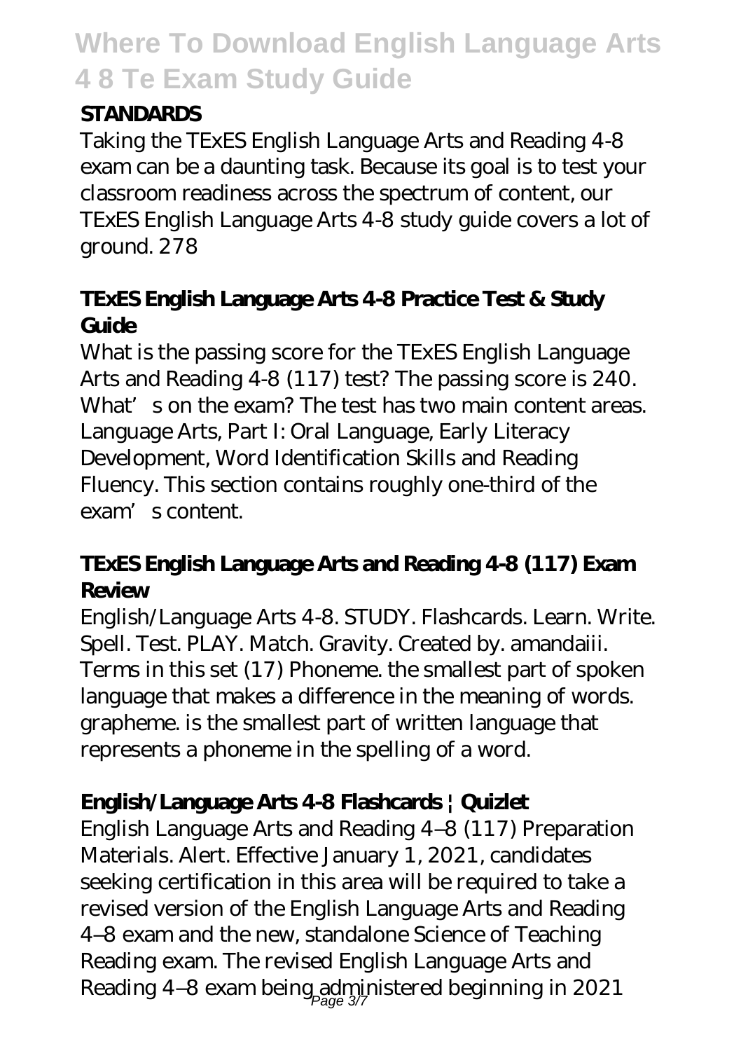## STANDARDS

Taking the TExES English Language Arts and Reading 4-8 exam can be a daunting task. Because its goal is to test your classroom readiness across the spectrum of content, our TExES English Language Arts 4-8 study guide covers a lot of ground. 278

### TExES English Language Arts 4-8 Practice Test & Study Guide

What is the passing score for the TExES English Language Arts and Reading 4-8 (117) test? The passing score is 240. What's on the exam? The test has two main content areas. Language Arts, Part I: Oral Language, Early Literacy Development, Word Identification Skills and Reading Fluency. This section contains roughly one-third of the exam's content.

### TExES English Language Arts and Reading 4-8 (117) Exam Review

English/Language Arts 4-8. STUDY. Flashcards. Learn. Write. Spell. Test. PLAY. Match. Gravity. Created by. amandaiii. Terms in this set (17) Phoneme. the smallest part of spoken language that makes a difference in the meaning of words. grapheme. is the smallest part of written language that represents a phoneme in the spelling of a word.

### English/Language Arts 4-8 Flashcards | Quizlet

English Language Arts and Reading 4–8 (117) Preparation Materials. Alert. Effective January 1, 2021, candidates seeking certification in this area will be required to take a revised version of the English Language Arts and Reading 4–8 exam and the new, standalone Science of Teaching Reading exam. The revised English Language Arts and Reading 4–8 exam being administered beginning in 2021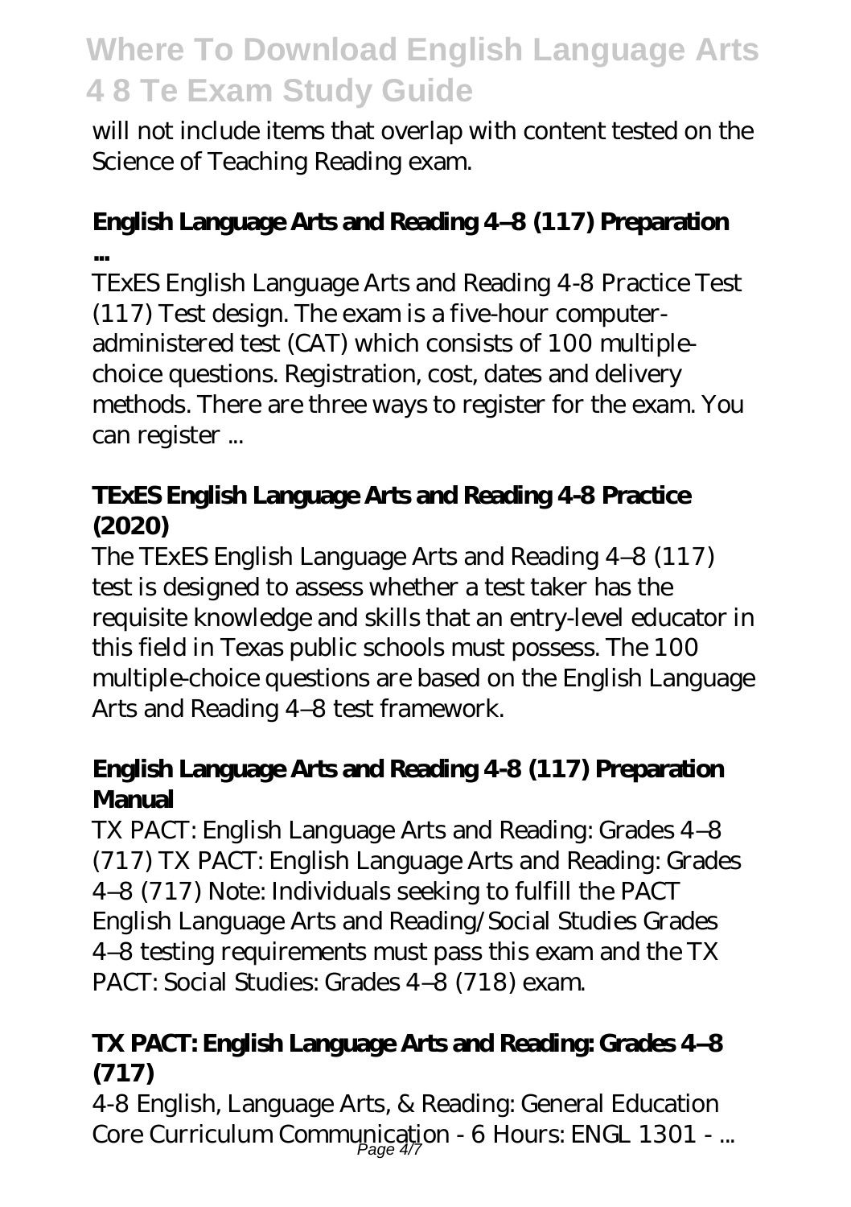will not include items that overlap with content tested on the Science of Teaching Reading exam.

### **English Language Arts and Reading 4–8 (117) Preparation ...**

TExES English Language Arts and Reading 4-8 Practice Test (117) Test design. The exam is a five-hour computer-administered test (CAT) which consists of 100 multiple-choice questions. Registration, cost, dates and delivery methods. There are three ways to register for the exam. You can register ...

### **TExES English Language Arts and Reading 4-8 Practice (2020)**

The TExES English Language Arts and Reading 4–8 (117) test is designed to assess whether a test taker has the requisite knowledge and skills that an entry-level educator in this field in Texas public schools must possess. The 100 multiple-choice questions are based on the English Language Arts and Reading 4–8 test framework.

### **English Language Arts and Reading 4-8 (117) Preparation Manual**

TX PACT: English Language Arts and Reading: Grades 4–8 (717) TX PACT: English Language Arts and Reading: Grades 4–8 (717) Note: Individuals seeking to fulfill the PACT English Language Arts and Reading/Social Studies Grades 4–8 testing requirements must pass this exam and the TX PACT: Social Studies: Grades 4–8 (718) exam.

### **TX PACT: English Language Arts and Reading: Grades 4–8 (717)**

4-8 English, Language Arts, & Reading: General Education Core Curriculum Communication - 6 Hours: ENGL 1301 - ...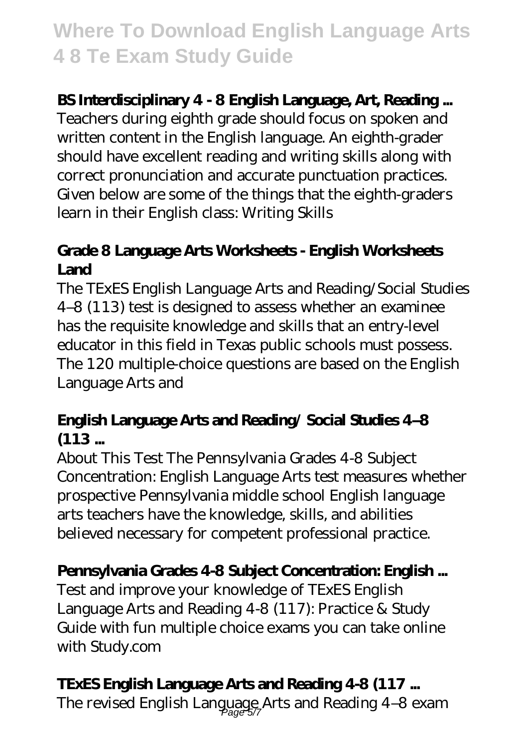### BS Interdisciplinary 4 - 8 English Language, Art, Reading ...

Teachers during eighth grade should focus on spoken and written content in the English language. An eighth-grader should have excellent reading and writing skills along with correct pronunciation and accurate punctuation practices. Given below are some of the things that the eighth-graders learn in their English class: Writing Skills

### Grade 8 Language Arts Worksheets - English Worksheets Land

The TExES English Language Arts and Reading/Social Studies 4–8 (113) test is designed to assess whether an examinee has the requisite knowledge and skills that an entry-level educator in this field in Texas public schools must possess. The 120 multiple-choice questions are based on the English Language Arts and

### English Language Arts and Reading/ Social Studies 4–8 (113 ...

About This Test The Pennsylvania Grades 4-8 Subject Concentration: English Language Arts test measures whether prospective Pennsylvania middle school English language arts teachers have the knowledge, skills, and abilities believed necessary for competent professional practice.

### Pennsylvania Grades 4-8 Subject Concentration: English ...

Test and improve your knowledge of TExES English Language Arts and Reading 4-8 (117): Practice & Study Guide with fun multiple choice exams you can take online with Study.com

### TExES English Language Arts and Reading 4-8 (117 ...

The revised English Language Arts and Reading 4–8 exam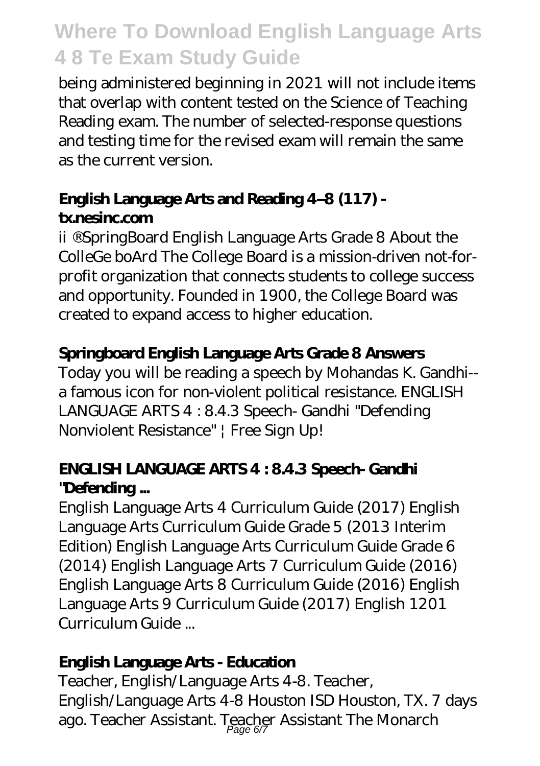being administered beginning in 2021 will not include items that overlap with content tested on the Science of Teaching Reading exam. The number of selected-response questions and testing time for the revised exam will remain the same as the current version.

### English Language Arts and Reading 4–8 (117) - tx.nesinc.com

ii ®SpringBoard English Language Arts Grade 8 About the ColleGe boArd The College Board is a mission-driven not-for-profit organization that connects students to college success and opportunity. Founded in 1900, the College Board was created to expand access to higher education.

### Springboard English Language Arts Grade 8 Answers

Today you will be reading a speech by Mohandas K. Gandhi-- a famous icon for non-violent political resistance. ENGLISH LANGUAGE ARTS 4 : 8.4.3 Speech- Gandhi "Defending Nonviolent Resistance" | Free Sign Up!

### ENGLISH LANGUAGE ARTS 4 : 8.4.3 Speech- Gandhi "Defending ...

English Language Arts 4 Curriculum Guide (2017) English Language Arts Curriculum Guide Grade 5 (2013 Interim Edition) English Language Arts Curriculum Guide Grade 6 (2014) English Language Arts 7 Curriculum Guide (2016) English Language Arts 8 Curriculum Guide (2016) English Language Arts 9 Curriculum Guide (2017) English 1201 Curriculum Guide ...

### English Language Arts - Education

Teacher, English/Language Arts 4-8. Teacher, English/Language Arts 4-8 Houston ISD Houston, TX. 7 days ago. Teacher Assistant. Teacher Assistant The Monarch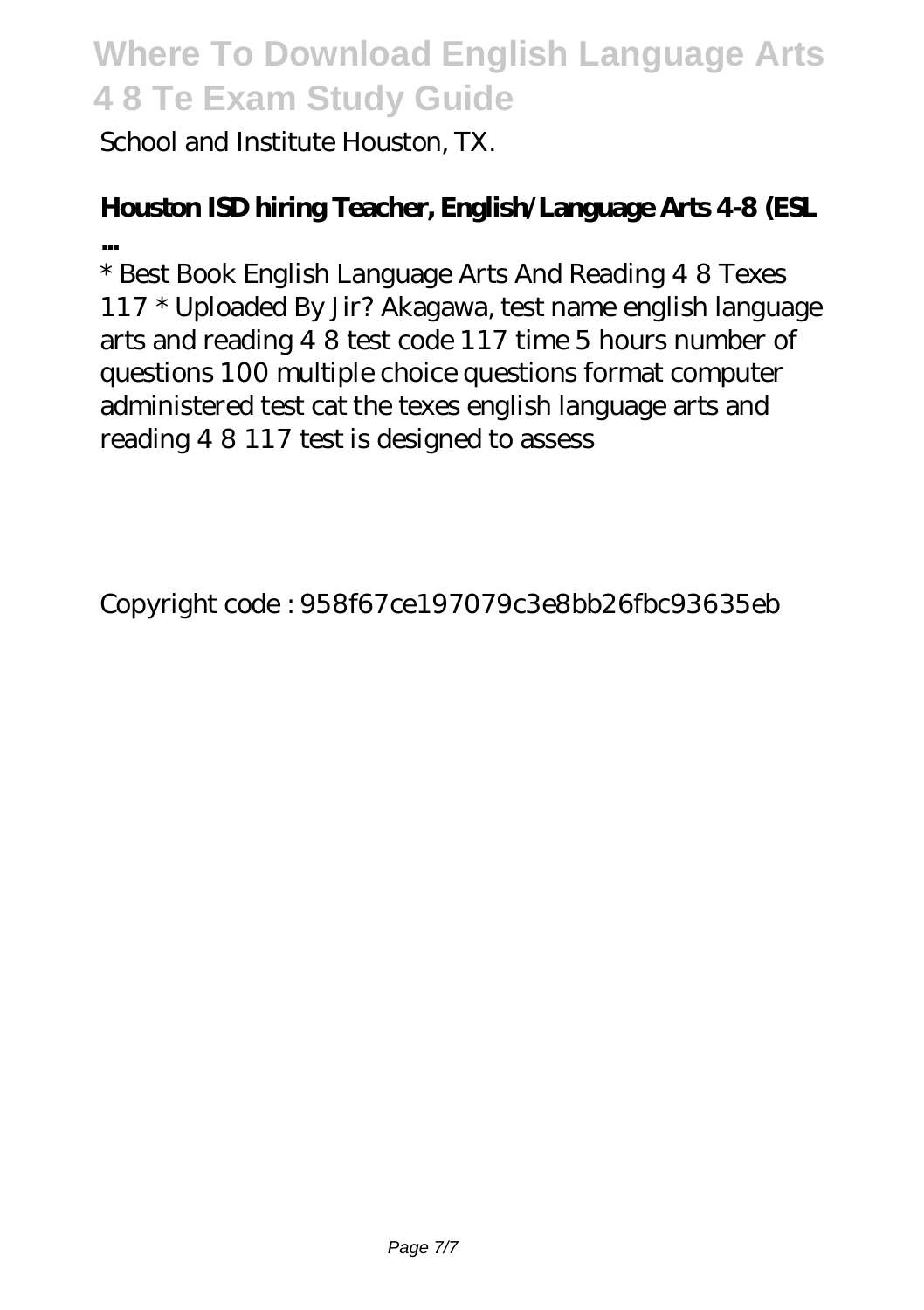School and Institute Houston, TX.

**Houston ISD hiring Teacher, English/Language Arts 4-8 (ESL ...**

* Best Book English Language Arts And Reading 4 8 Texes 117 * Uploaded By Jir? Akagawa, test name english language arts and reading 4 8 test code 117 time 5 hours number of questions 100 multiple choice questions format computer administered test cat the texes english language arts and reading 4 8 117 test is designed to assess

Copyright code : 958f67ce197079c3e8bb26fbc93635eb